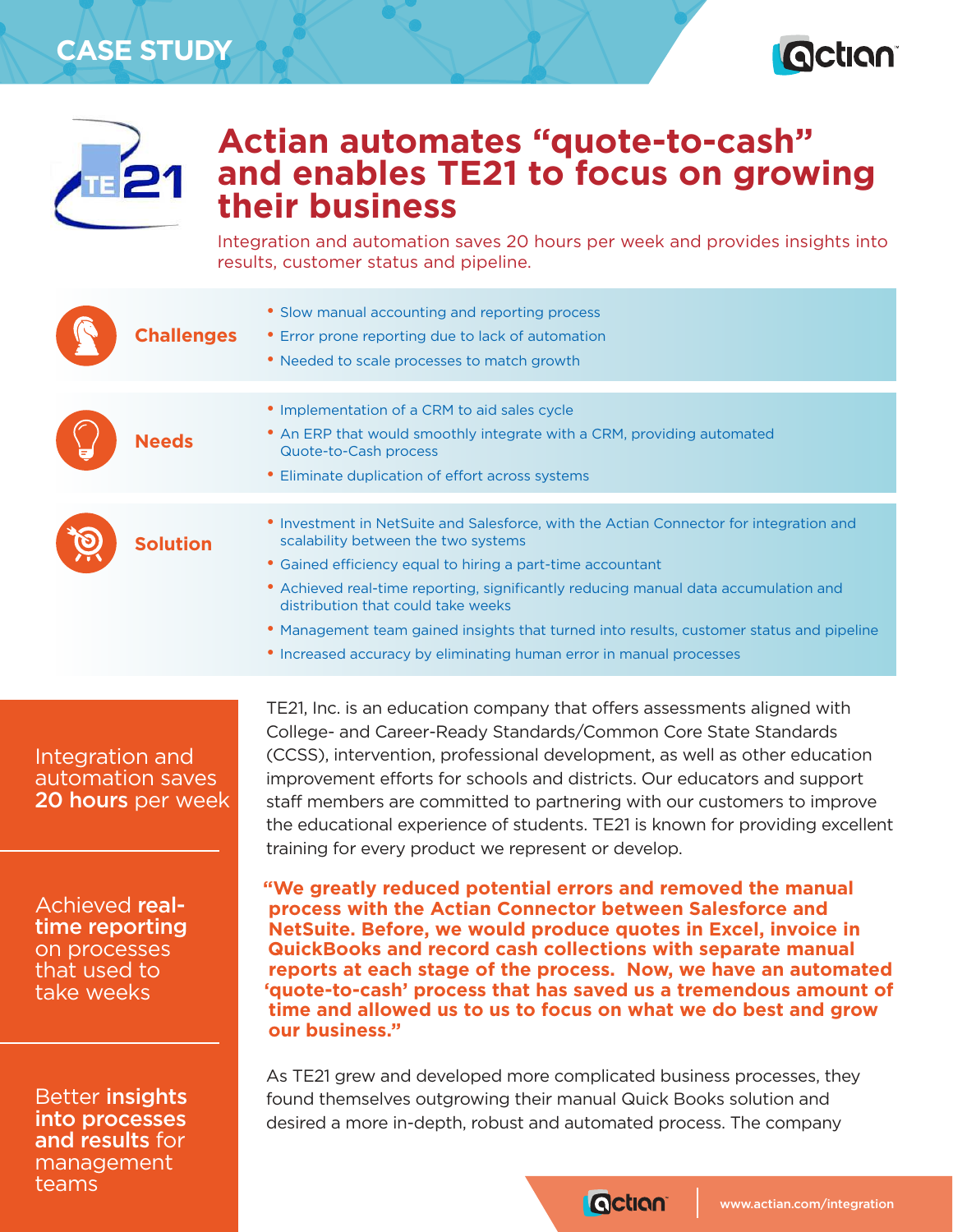CASE STUDY

# Actian automates "quote-to-cash" and enables TE21 to focus on growing their business

Integration and automation saves 20 hours per week and provides insights into results, customer status and pipeline.

### Challenges

- Slow manual accounting and reporting process
- Error prone reporting due to lack of automation
- Needed to scale processes to match growth

### Needs

- Implementation of a CRM to aid sales cycle
- An ERP that would smoothly integrate with a CRM, providing automated Quote-to-Cash process
- Eliminate duplication of effort across systems

### Solution

- Investment in NetSuite and Salesforce, with the Actian Connector for integration and scalability between the two systems
- Gained efficiency equal to hiring a part-time accountant
- Achieved real-time reporting, significantly reducing manual data accumulation and distribution that could take weeks
- Management team gained insights that turned into results, customer status and pipeline
- Increased accuracy by eliminating human error in manual processes

Integration and automation saves **20 hours** per week

Achieved **real-time reporting** on processes that used to take weeks

Better **insights into processes and results** for management teams

TE21, Inc. is an education company that offers assessments aligned with College- and Career-Ready Standards/Common Core State Standards (CCSS), intervention, professional development, as well as other education improvement efforts for schools and districts. Our educators and support staff members are committed to partnering with our customers to improve the educational experience of students. TE21 is known for providing excellent training for every product we represent or develop.

**"We greatly reduced potential errors and removed the manual process with the Actian Connector between Salesforce and NetSuite. Before, we would produce quotes in Excel, invoice in QuickBooks and record cash collections with separate manual reports at each stage of the process. Now, we have an automated 'quote-to-cash' process that has saved us a tremendous amount of time and allowed us to us to focus on what we do best and grow our business."**

As TE21 grew and developed more complicated business processes, they found themselves outgrowing their manual Quick Books solution and desired a more in-depth, robust and automated process. The company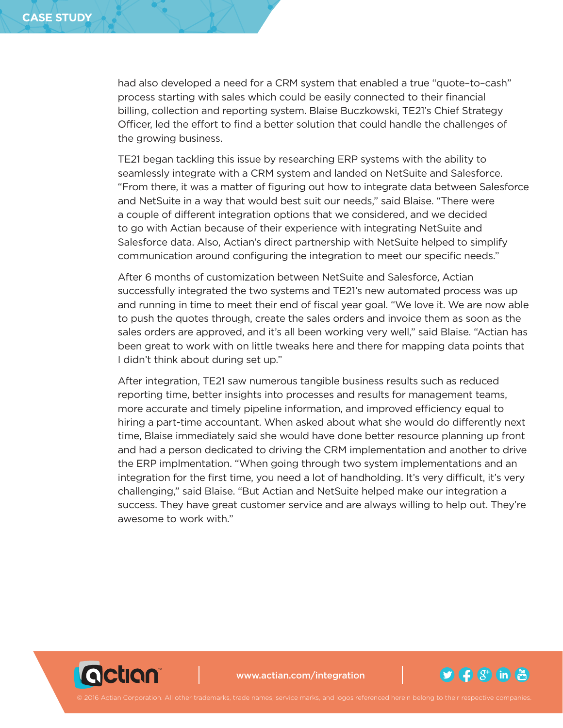had also developed a need for a CRM system that enabled a true "quote-to-cash" process starting with sales which could be easily connected to their financial billing, collection and reporting system. Blaise Buczkowski, TE21's Chief Strategy Officer, led the effort to find a better solution that could handle the challenges of the growing business.

TE21 began tackling this issue by researching ERP systems with the ability to seamlessly integrate with a CRM system and landed on NetSuite and Salesforce. "From there, it was a matter of figuring out how to integrate data between Salesforce and NetSuite in a way that would best suit our needs," said Blaise. "There were a couple of different integration options that we considered, and we decided to go with Actian because of their experience with integrating NetSuite and Salesforce data. Also, Actian's direct partnership with NetSuite helped to simplify communication around configuring the integration to meet our specific needs."

After 6 months of customization between NetSuite and Salesforce, Actian successfully integrated the two systems and TE21's new automated process was up and running in time to meet their end of fiscal year goal. "We love it. We are now able to push the quotes through, create the sales orders and invoice them as soon as the sales orders are approved, and it's all been working very well," said Blaise. "Actian has been great to work with on little tweaks here and there for mapping data points that I didn't think about during set up."

After integration, TE21 saw numerous tangible business results such as reduced reporting time, better insights into processes and results for management teams, more accurate and timely pipeline information, and improved efficiency equal to hiring a part-time accountant. When asked about what she would do differently next time, Blaise immediately said she would have done better resource planning up front and had a person dedicated to driving the CRM implementation and another to drive the ERP implmentation. "When going through two system implementations and an integration for the first time, you need a lot of handholding. It's very difficult, it's very challenging," said Blaise. "But Actian and NetSuite helped make our integration a success. They have great customer service and are always willing to help out. They're awesome to work with."

www.actian.com/integration

© 2016 Actian Corporation. All other trademarks, trade names, service marks, and logos referenced herein belong to their respective companies.